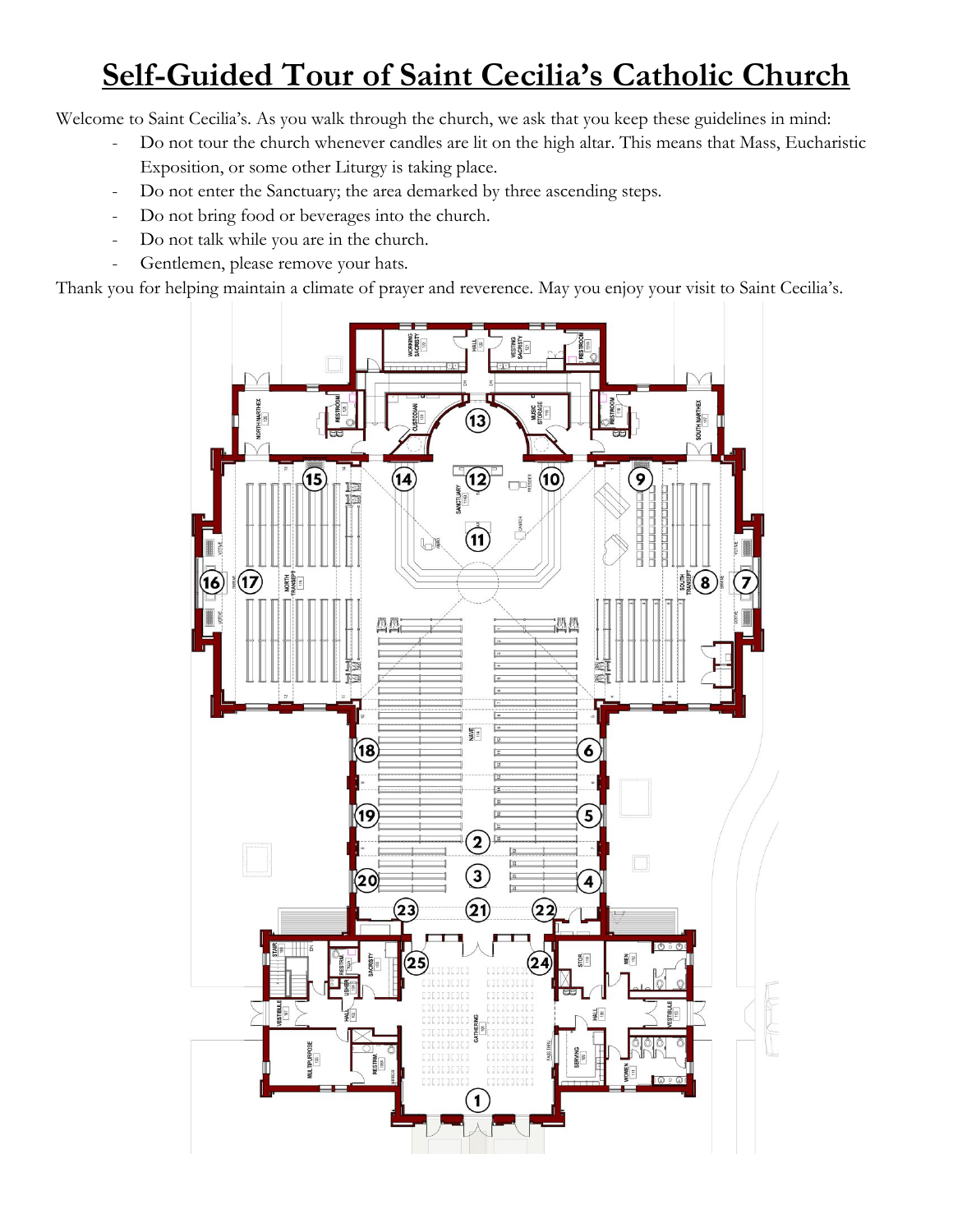# Self-Guided Tour of Saint Cecilia's Catholic Church

Welcome to Saint Cecilia's. As you walk through the church, we ask that you keep these guidelines in mind:

- Do not tour the church whenever candles are lit on the high altar. This means that Mass, Eucharistic Exposition, or some other Liturgy is taking place.
- Do not enter the Sanctuary; the area demarked by three ascending steps.
- Do not bring food or beverages into the church.
- Do not talk while you are in the church.
- Gentlemen, please remove your hats.

Thank you for helping maintain a climate of prayer and reverence. May you enjoy your visit to Saint Cecilia's.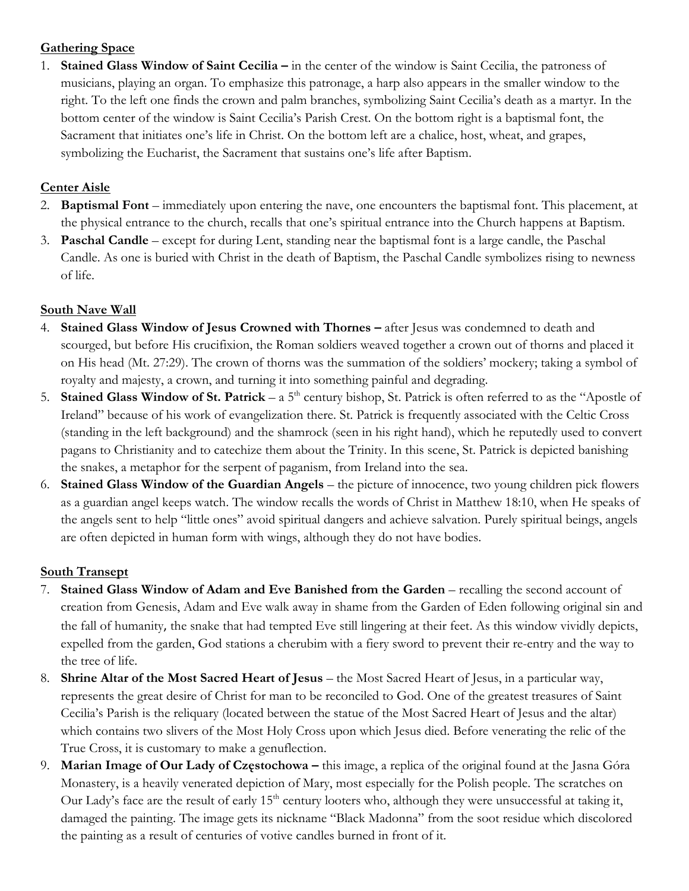**Gathering Space**

1. **Stained Glass Window of Saint Cecilia –** in the center of the window is Saint Cecilia, the patroness of musicians, playing an organ. To emphasize this patronage, a harp also appears in the smaller window to the right. To the left one finds the crown and palm branches, symbolizing Saint Cecilia's death as a martyr. In the bottom center of the window is Saint Cecilia's Parish Crest. On the bottom right is a baptismal font, the Sacrament that initiates one's life in Christ. On the bottom left are a chalice, host, wheat, and grapes, symbolizing the Eucharist, the Sacrament that sustains one's life after Baptism.

**Center Aisle**

2. **Baptismal Font** – immediately upon entering the nave, one encounters the baptismal font. This placement, at the physical entrance to the church, recalls that one's spiritual entrance into the Church happens at Baptism.
3. **Paschal Candle** – except for during Lent, standing near the baptismal font is a large candle, the Paschal Candle. As one is buried with Christ in the death of Baptism, the Paschal Candle symbolizes rising to newness of life.

**South Nave Wall**

4. **Stained Glass Window of Jesus Crowned with Thornes –** after Jesus was condemned to death and scourged, but before His crucifixion, the Roman soldiers weaved together a crown out of thorns and placed it on His head (Mt. 27:29). The crown of thorns was the summation of the soldiers' mockery; taking a symbol of royalty and majesty, a crown, and turning it into something painful and degrading.
5. **Stained Glass Window of St. Patrick** – a 5th century bishop, St. Patrick is often referred to as the "Apostle of Ireland" because of his work of evangelization there. St. Patrick is frequently associated with the Celtic Cross (standing in the left background) and the shamrock (seen in his right hand), which he reputedly used to convert pagans to Christianity and to catechize them about the Trinity. In this scene, St. Patrick is depicted banishing the snakes, a metaphor for the serpent of paganism, from Ireland into the sea.
6. **Stained Glass Window of the Guardian Angels** – the picture of innocence, two young children pick flowers as a guardian angel keeps watch. The window recalls the words of Christ in Matthew 18:10, when He speaks of the angels sent to help "little ones" avoid spiritual dangers and achieve salvation. Purely spiritual beings, angels are often depicted in human form with wings, although they do not have bodies.

**South Transept**

7. **Stained Glass Window of Adam and Eve Banished from the Garden** – recalling the second account of creation from Genesis, Adam and Eve walk away in shame from the Garden of Eden following original sin and the fall of humanity*,* the snake that had tempted Eve still lingering at their feet. As this window vividly depicts, expelled from the garden, God stations a cherubim with a fiery sword to prevent their re-entry and the way to the tree of life.
8. **Shrine Altar of the Most Sacred Heart of Jesus** – the Most Sacred Heart of Jesus, in a particular way, represents the great desire of Christ for man to be reconciled to God. One of the greatest treasures of Saint Cecilia's Parish is the reliquary (located between the statue of the Most Sacred Heart of Jesus and the altar) which contains two slivers of the Most Holy Cross upon which Jesus died. Before venerating the relic of the True Cross, it is customary to make a genuflection.
9. **Marian Image of Our Lady of Częstochowa –** this image, a replica of the original found at the Jasna Góra Monastery, is a heavily venerated depiction of Mary, most especially for the Polish people. The scratches on Our Lady's face are the result of early 15th century looters who, although they were unsuccessful at taking it, damaged the painting. The image gets its nickname "Black Madonna" from the soot residue which discolored the painting as a result of centuries of votive candles burned in front of it.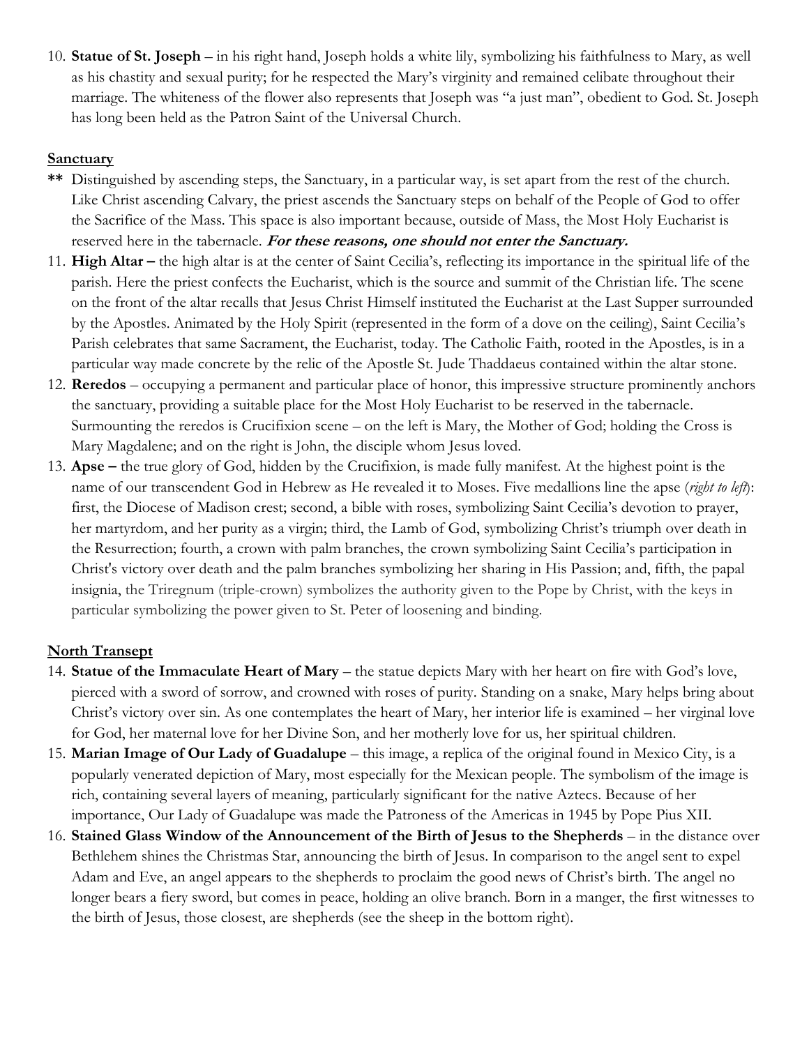10. **Statue of St. Joseph** – in his right hand, Joseph holds a white lily, symbolizing his faithfulness to Mary, as well as his chastity and sexual purity; for he respected the Mary's virginity and remained celibate throughout their marriage. The whiteness of the flower also represents that Joseph was "a just man", obedient to God. St. Joseph has long been held as the Patron Saint of the Universal Church.

**Sanctuary**

**\*\*** Distinguished by ascending steps, the Sanctuary, in a particular way, is set apart from the rest of the church. Like Christ ascending Calvary, the priest ascends the Sanctuary steps on behalf of the People of God to offer the Sacrifice of the Mass. This space is also important because, outside of Mass, the Most Holy Eucharist is reserved here in the tabernacle. ***For these reasons, one should not enter the Sanctuary.***

11. **High Altar –** the high altar is at the center of Saint Cecilia's, reflecting its importance in the spiritual life of the parish. Here the priest confects the Eucharist, which is the source and summit of the Christian life. The scene on the front of the altar recalls that Jesus Christ Himself instituted the Eucharist at the Last Supper surrounded by the Apostles. Animated by the Holy Spirit (represented in the form of a dove on the ceiling), Saint Cecilia's Parish celebrates that same Sacrament, the Eucharist, today. The Catholic Faith, rooted in the Apostles, is in a particular way made concrete by the relic of the Apostle St. Jude Thaddaeus contained within the altar stone.
12. **Reredos** – occupying a permanent and particular place of honor, this impressive structure prominently anchors the sanctuary, providing a suitable place for the Most Holy Eucharist to be reserved in the tabernacle. Surmounting the reredos is Crucifixion scene – on the left is Mary, the Mother of God; holding the Cross is Mary Magdalene; and on the right is John, the disciple whom Jesus loved.
13. **Apse –** the true glory of God, hidden by the Crucifixion, is made fully manifest. At the highest point is the name of our transcendent God in Hebrew as He revealed it to Moses. Five medallions line the apse (*right to left*): first, the Diocese of Madison crest; second, a bible with roses, symbolizing Saint Cecilia's devotion to prayer, her martyrdom, and her purity as a virgin; third, the Lamb of God, symbolizing Christ's triumph over death in the Resurrection; fourth, a crown with palm branches, the crown symbolizing Saint Cecilia's participation in Christ's victory over death and the palm branches symbolizing her sharing in His Passion; and, fifth, the papal insignia, the Triregnum (triple-crown) symbolizes the authority given to the Pope by Christ, with the keys in particular symbolizing the power given to St. Peter of loosening and binding.

**North Transept**

14. **Statue of the Immaculate Heart of Mary** – the statue depicts Mary with her heart on fire with God's love, pierced with a sword of sorrow, and crowned with roses of purity. Standing on a snake, Mary helps bring about Christ's victory over sin. As one contemplates the heart of Mary, her interior life is examined – her virginal love for God, her maternal love for her Divine Son, and her motherly love for us, her spiritual children.
15. **Marian Image of Our Lady of Guadalupe** – this image, a replica of the original found in Mexico City, is a popularly venerated depiction of Mary, most especially for the Mexican people. The symbolism of the image is rich, containing several layers of meaning, particularly significant for the native Aztecs. Because of her importance, Our Lady of Guadalupe was made the Patroness of the Americas in 1945 by Pope Pius XII.
16. **Stained Glass Window of the Announcement of the Birth of Jesus to the Shepherds** – in the distance over Bethlehem shines the Christmas Star, announcing the birth of Jesus. In comparison to the angel sent to expel Adam and Eve, an angel appears to the shepherds to proclaim the good news of Christ's birth. The angel no longer bears a fiery sword, but comes in peace, holding an olive branch. Born in a manger, the first witnesses to the birth of Jesus, those closest, are shepherds (see the sheep in the bottom right).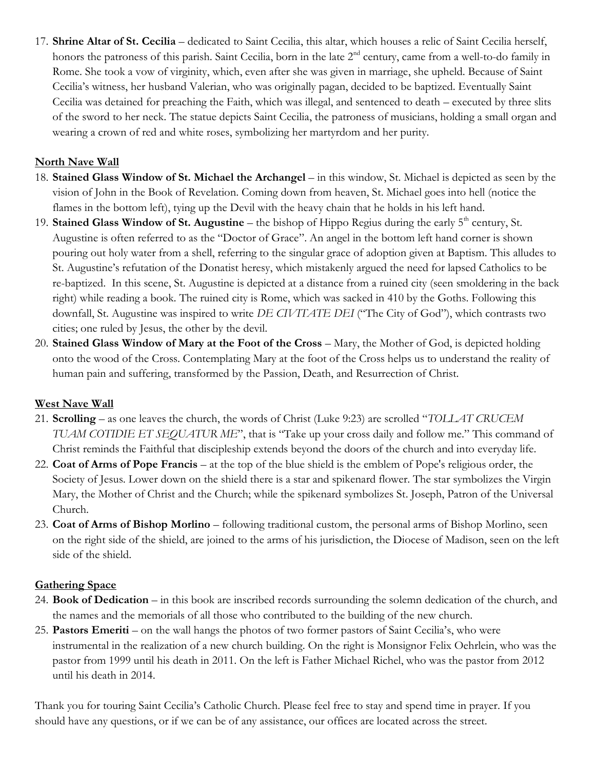17. **Shrine Altar of St. Cecilia** – dedicated to Saint Cecilia, this altar, which houses a relic of Saint Cecilia herself, honors the patroness of this parish. Saint Cecilia, born in the late 2nd century, came from a well-to-do family in Rome. She took a vow of virginity, which, even after she was given in marriage, she upheld. Because of Saint Cecilia's witness, her husband Valerian, who was originally pagan, decided to be baptized. Eventually Saint Cecilia was detained for preaching the Faith, which was illegal, and sentenced to death – executed by three slits of the sword to her neck. The statue depicts Saint Cecilia, the patroness of musicians, holding a small organ and wearing a crown of red and white roses, symbolizing her martyrdom and her purity.

**North Nave Wall**

18. **Stained Glass Window of St. Michael the Archangel** – in this window, St. Michael is depicted as seen by the vision of John in the Book of Revelation. Coming down from heaven, St. Michael goes into hell (notice the flames in the bottom left), tying up the Devil with the heavy chain that he holds in his left hand.
19. **Stained Glass Window of St. Augustine** – the bishop of Hippo Regius during the early 5th century, St. Augustine is often referred to as the "Doctor of Grace". An angel in the bottom left hand corner is shown pouring out holy water from a shell, referring to the singular grace of adoption given at Baptism. This alludes to St. Augustine's refutation of the Donatist heresy, which mistakenly argued the need for lapsed Catholics to be re-baptized. In this scene, St. Augustine is depicted at a distance from a ruined city (seen smoldering in the back right) while reading a book. The ruined city is Rome, which was sacked in 410 by the Goths. Following this downfall, St. Augustine was inspired to write *DE CIVITATE DEI* ("The City of God"), which contrasts two cities; one ruled by Jesus, the other by the devil.
20. **Stained Glass Window of Mary at the Foot of the Cross** – Mary, the Mother of God, is depicted holding onto the wood of the Cross. Contemplating Mary at the foot of the Cross helps us to understand the reality of human pain and suffering, transformed by the Passion, Death, and Resurrection of Christ.

**West Nave Wall**

21. **Scrolling** – as one leaves the church, the words of Christ (Luke 9:23) are scrolled "*TOLLAT CRUCEM TUAM COTIDIE ET SEQUATUR ME*", that is "Take up your cross daily and follow me." This command of Christ reminds the Faithful that discipleship extends beyond the doors of the church and into everyday life.
22. **Coat of Arms of Pope Francis** – at the top of the blue shield is the emblem of Pope's religious order, the Society of Jesus. Lower down on the shield there is a star and spikenard flower. The star symbolizes the Virgin Mary, the Mother of Christ and the Church; while the spikenard symbolizes St. Joseph, Patron of the Universal Church.
23. **Coat of Arms of Bishop Morlino** – following traditional custom, the personal arms of Bishop Morlino, seen on the right side of the shield, are joined to the arms of his jurisdiction, the Diocese of Madison, seen on the left side of the shield.

**Gathering Space**

24. **Book of Dedication** – in this book are inscribed records surrounding the solemn dedication of the church, and the names and the memorials of all those who contributed to the building of the new church.
25. **Pastors Emeriti** – on the wall hangs the photos of two former pastors of Saint Cecilia's, who were instrumental in the realization of a new church building. On the right is Monsignor Felix Oehrlein, who was the pastor from 1999 until his death in 2011. On the left is Father Michael Richel, who was the pastor from 2012 until his death in 2014.

Thank you for touring Saint Cecilia's Catholic Church. Please feel free to stay and spend time in prayer. If you should have any questions, or if we can be of any assistance, our offices are located across the street.